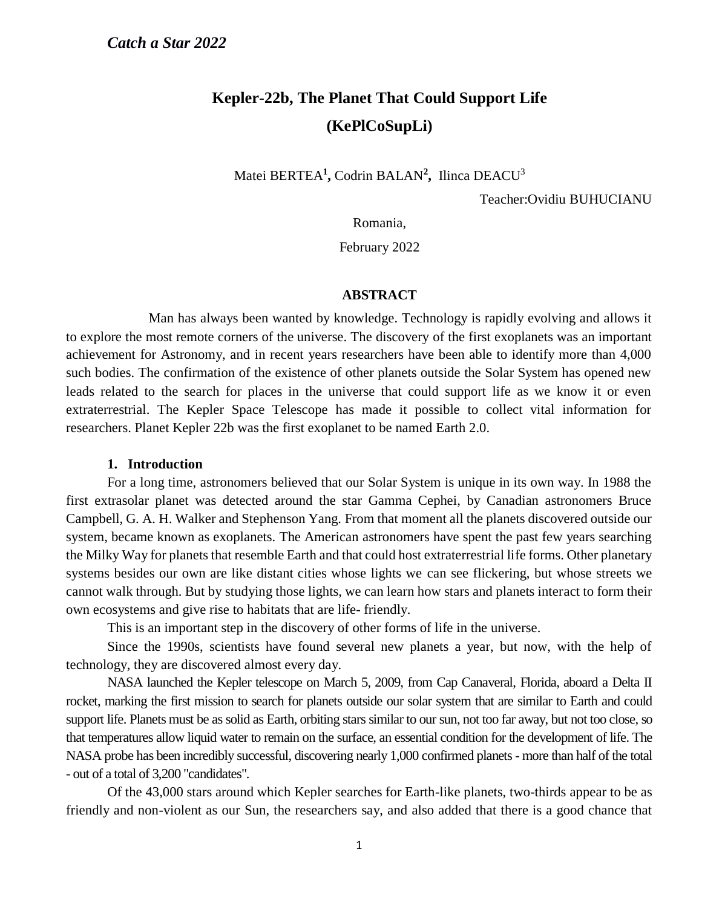*Catch a Star 2022*

# Kepler-22b, The Planet That Could Support Life (KePlCoSupLi)

Matei BERTEA[1], Codrin BALAN[2], Ilinca DEACU[3]

Teacher:Ovidiu BUHUCIANU

Romania,

February 2022

## ABSTRACT

Man has always been wanted by knowledge. Technology is rapidly evolving and allows it to explore the most remote corners of the universe. The discovery of the first exoplanets was an important achievement for Astronomy, and in recent years researchers have been able to identify more than 4,000 such bodies. The confirmation of the existence of other planets outside the Solar System has opened new leads related to the search for places in the universe that could support life as we know it or even extraterrestrial. The Kepler Space Telescope has made it possible to collect vital information for researchers. Planet Kepler 22b was the first exoplanet to be named Earth 2.0.

## 1. Introduction

For a long time, astronomers believed that our Solar System is unique in its own way. In 1988 the first extrasolar planet was detected around the star Gamma Cephei, by Canadian astronomers Bruce Campbell, G. A. H. Walker and Stephenson Yang. From that moment all the planets discovered outside our system, became known as exoplanets. The American astronomers have spent the past few years searching the Milky Way for planets that resemble Earth and that could host extraterrestrial life forms. Other planetary systems besides our own are like distant cities whose lights we can see flickering, but whose streets we cannot walk through. But by studying those lights, we can learn how stars and planets interact to form their own ecosystems and give rise to habitats that are life- friendly.

This is an important step in the discovery of other forms of life in the universe.

Since the 1990s, scientists have found several new planets a year, but now, with the help of technology, they are discovered almost every day.

NASA launched the Kepler telescope on March 5, 2009, from Cap Canaveral, Florida, aboard a Delta II rocket, marking the first mission to search for planets outside our solar system that are similar to Earth and could support life. Planets must be as solid as Earth, orbiting stars similar to our sun, not too far away, but not too close, so that temperatures allow liquid water to remain on the surface, an essential condition for the development of life. The NASA probe has been incredibly successful, discovering nearly 1,000 confirmed planets - more than half of the total - out of a total of 3,200 "candidates".

Of the 43,000 stars around which Kepler searches for Earth-like planets, two-thirds appear to be as friendly and non-violent as our Sun, the researchers say, and also added that there is a good chance that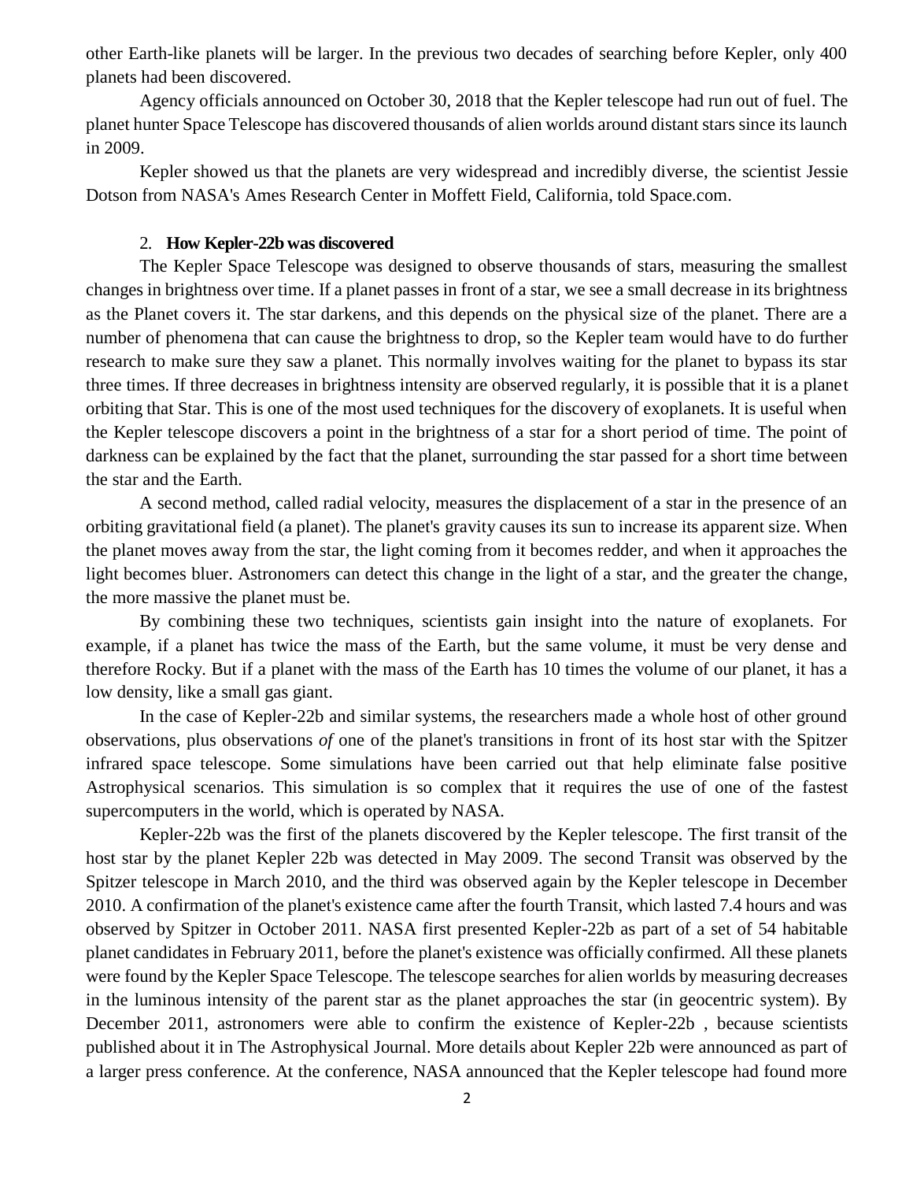other Earth-like planets will be larger. In the previous two decades of searching before Kepler, only 400 planets had been discovered.

Agency officials announced on October 30, 2018 that the Kepler telescope had run out of fuel. The planet hunter Space Telescope has discovered thousands of alien worlds around distant stars since its launch in 2009.

Kepler showed us that the planets are very widespread and incredibly diverse, the scientist Jessie Dotson from NASA's Ames Research Center in Moffett Field, California, told Space.com.

## 2. **How Kepler-22b was discovered**

The Kepler Space Telescope was designed to observe thousands of stars, measuring the smallest changes in brightness over time. If a planet passes in front of a star, we see a small decrease in its brightness as the Planet covers it. The star darkens, and this depends on the physical size of the planet. There are a number of phenomena that can cause the brightness to drop, so the Kepler team would have to do further research to make sure they saw a planet. This normally involves waiting for the planet to bypass its star three times. If three decreases in brightness intensity are observed regularly, it is possible that it is a planet orbiting that Star. This is one of the most used techniques for the discovery of exoplanets. It is useful when the Kepler telescope discovers a point in the brightness of a star for a short period of time. The point of darkness can be explained by the fact that the planet, surrounding the star passed for a short time between the star and the Earth.

A second method, called radial velocity, measures the displacement of a star in the presence of an orbiting gravitational field (a planet). The planet's gravity causes its sun to increase its apparent size. When the planet moves away from the star, the light coming from it becomes redder, and when it approaches the light becomes bluer. Astronomers can detect this change in the light of a star, and the greater the change, the more massive the planet must be.

By combining these two techniques, scientists gain insight into the nature of exoplanets. For example, if a planet has twice the mass of the Earth, but the same volume, it must be very dense and therefore Rocky. But if a planet with the mass of the Earth has 10 times the volume of our planet, it has a low density, like a small gas giant.

In the case of Kepler-22b and similar systems, the researchers made a whole host of other ground observations, plus observations *of* one of the planet's transitions in front of its host star with the Spitzer infrared space telescope. Some simulations have been carried out that help eliminate false positive Astrophysical scenarios. This simulation is so complex that it requires the use of one of the fastest supercomputers in the world, which is operated by NASA.

Kepler-22b was the first of the planets discovered by the Kepler telescope. The first transit of the host star by the planet Kepler 22b was detected in May 2009. The second Transit was observed by the Spitzer telescope in March 2010, and the third was observed again by the Kepler telescope in December 2010. A confirmation of the planet's existence came after the fourth Transit, which lasted 7.4 hours and was observed by Spitzer in October 2011. NASA first presented Kepler-22b as part of a set of 54 habitable planet candidates in February 2011, before the planet's existence was officially confirmed. All these planets were found by the Kepler Space Telescope. The telescope searches for alien worlds by measuring decreases in the luminous intensity of the parent star as the planet approaches the star (in geocentric system). By December 2011, astronomers were able to confirm the existence of Kepler-22b , because scientists published about it in The Astrophysical Journal. More details about Kepler 22b were announced as part of a larger press conference. At the conference, NASA announced that the Kepler telescope had found more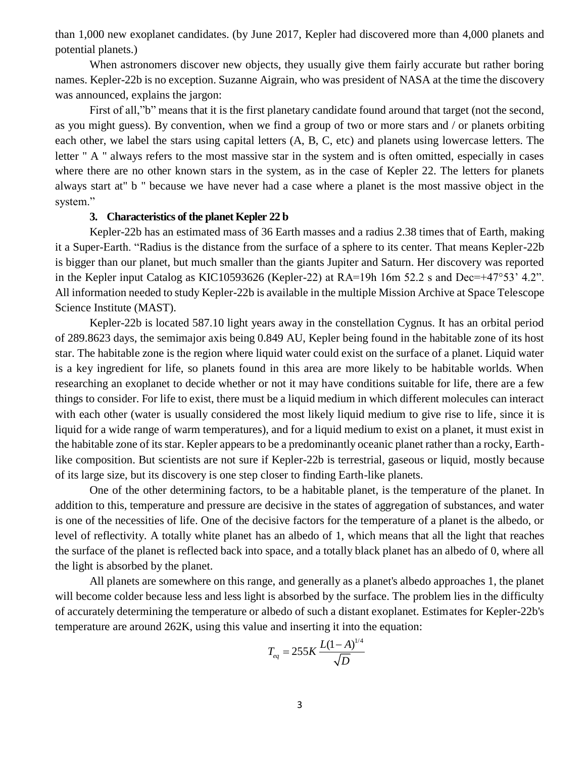than 1,000 new exoplanet candidates. (by June 2017, Kepler had discovered more than 4,000 planets and potential planets.)

When astronomers discover new objects, they usually give them fairly accurate but rather boring names. Kepler-22b is no exception. Suzanne Aigrain, who was president of NASA at the time the discovery was announced, explains the jargon:

First of all,"b" means that it is the first planetary candidate found around that target (not the second, as you might guess). By convention, when we find a group of two or more stars and / or planets orbiting each other, we label the stars using capital letters (A, B, C, etc) and planets using lowercase letters. The letter " A " always refers to the most massive star in the system and is often omitted, especially in cases where there are no other known stars in the system, as in the case of Kepler 22. The letters for planets always start at" b " because we have never had a case where a planet is the most massive object in the system."

### 3. Characteristics of the planet Kepler 22 b

Kepler-22b has an estimated mass of 36 Earth masses and a radius 2.38 times that of Earth, making it a Super-Earth. "Radius is the distance from the surface of a sphere to its center. That means Kepler-22b is bigger than our planet, but much smaller than the giants Jupiter and Saturn. Her discovery was reported in the Kepler input Catalog as KIC10593626 (Kepler-22) at RA=19h 16m 52.2 s and Dec=+47°53' 4.2". All information needed to study Kepler-22b is available in the multiple Mission Archive at Space Telescope Science Institute (MAST).

Kepler-22b is located 587.10 light years away in the constellation Cygnus. It has an orbital period of 289.8623 days, the semimajor axis being 0.849 AU, Kepler being found in the habitable zone of its host star. The habitable zone is the region where liquid water could exist on the surface of a planet. Liquid water is a key ingredient for life, so planets found in this area are more likely to be habitable worlds. When researching an exoplanet to decide whether or not it may have conditions suitable for life, there are a few things to consider. For life to exist, there must be a liquid medium in which different molecules can interact with each other (water is usually considered the most likely liquid medium to give rise to life, since it is liquid for a wide range of warm temperatures), and for a liquid medium to exist on a planet, it must exist in the habitable zone of its star. Kepler appears to be a predominantly oceanic planet rather than a rocky, Earth-like composition. But scientists are not sure if Kepler-22b is terrestrial, gaseous or liquid, mostly because of its large size, but its discovery is one step closer to finding Earth-like planets.

One of the other determining factors, to be a habitable planet, is the temperature of the planet. In addition to this, temperature and pressure are decisive in the states of aggregation of substances, and water is one of the necessities of life. One of the decisive factors for the temperature of a planet is the albedo, or level of reflectivity. A totally white planet has an albedo of 1, which means that all the light that reaches the surface of the planet is reflected back into space, and a totally black planet has an albedo of 0, where all the light is absorbed by the planet.

All planets are somewhere on this range, and generally as a planet's albedo approaches 1, the planet will become colder because less and less light is absorbed by the surface. The problem lies in the difficulty of accurately determining the temperature or albedo of such a distant exoplanet. Estimates for Kepler-22b's temperature are around 262K, using this value and inserting it into the equation:

$$T_{eq} = 255K \frac{L(1-A)^{1/4}}{\sqrt{D}}$$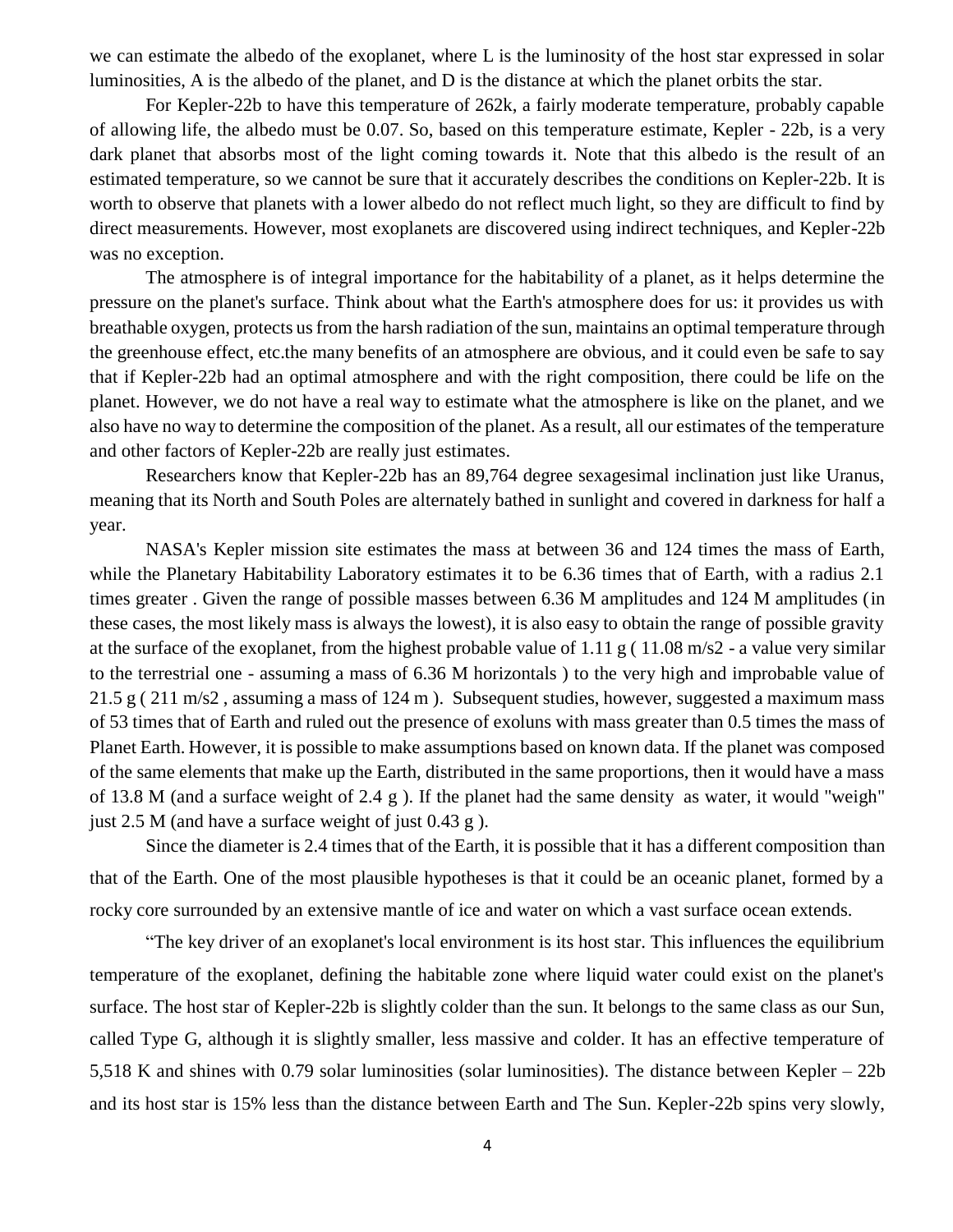we can estimate the albedo of the exoplanet, where L is the luminosity of the host star expressed in solar luminosities, A is the albedo of the planet, and D is the distance at which the planet orbits the star.

For Kepler-22b to have this temperature of 262k, a fairly moderate temperature, probably capable of allowing life, the albedo must be 0.07. So, based on this temperature estimate, Kepler - 22b, is a very dark planet that absorbs most of the light coming towards it. Note that this albedo is the result of an estimated temperature, so we cannot be sure that it accurately describes the conditions on Kepler-22b. It is worth to observe that planets with a lower albedo do not reflect much light, so they are difficult to find by direct measurements. However, most exoplanets are discovered using indirect techniques, and Kepler-22b was no exception.

The atmosphere is of integral importance for the habitability of a planet, as it helps determine the pressure on the planet's surface. Think about what the Earth's atmosphere does for us: it provides us with breathable oxygen, protects us from the harsh radiation of the sun, maintains an optimal temperature through the greenhouse effect, etc.the many benefits of an atmosphere are obvious, and it could even be safe to say that if Kepler-22b had an optimal atmosphere and with the right composition, there could be life on the planet. However, we do not have a real way to estimate what the atmosphere is like on the planet, and we also have no way to determine the composition of the planet. As a result, all our estimates of the temperature and other factors of Kepler-22b are really just estimates.

Researchers know that Kepler-22b has an 89,764 degree sexagesimal inclination just like Uranus, meaning that its North and South Poles are alternately bathed in sunlight and covered in darkness for half a year.

NASA's Kepler mission site estimates the mass at between 36 and 124 times the mass of Earth, while the Planetary Habitability Laboratory estimates it to be 6.36 times that of Earth, with a radius 2.1 times greater . Given the range of possible masses between 6.36 M amplitudes and 124 M amplitudes (in these cases, the most likely mass is always the lowest), it is also easy to obtain the range of possible gravity at the surface of the exoplanet, from the highest probable value of 1.11 g ( 11.08 m/s2 - a value very similar to the terrestrial one - assuming a mass of 6.36 M horizontals ) to the very high and improbable value of 21.5 g ( 211 m/s2 , assuming a mass of 124 m ). Subsequent studies, however, suggested a maximum mass of 53 times that of Earth and ruled out the presence of exoluns with mass greater than 0.5 times the mass of Planet Earth. However, it is possible to make assumptions based on known data. If the planet was composed of the same elements that make up the Earth, distributed in the same proportions, then it would have a mass of 13.8 M (and a surface weight of 2.4 g ). If the planet had the same density as water, it would "weigh" just 2.5 M (and have a surface weight of just 0.43 g ).

Since the diameter is 2.4 times that of the Earth, it is possible that it has a different composition than that of the Earth. One of the most plausible hypotheses is that it could be an oceanic planet, formed by a rocky core surrounded by an extensive mantle of ice and water on which a vast surface ocean extends.

"The key driver of an exoplanet's local environment is its host star. This influences the equilibrium temperature of the exoplanet, defining the habitable zone where liquid water could exist on the planet's surface. The host star of Kepler-22b is slightly colder than the sun. It belongs to the same class as our Sun, called Type G, although it is slightly smaller, less massive and colder. It has an effective temperature of 5,518 K and shines with 0.79 solar luminosities (solar luminosities). The distance between Kepler – 22b and its host star is 15% less than the distance between Earth and The Sun. Kepler-22b spins very slowly,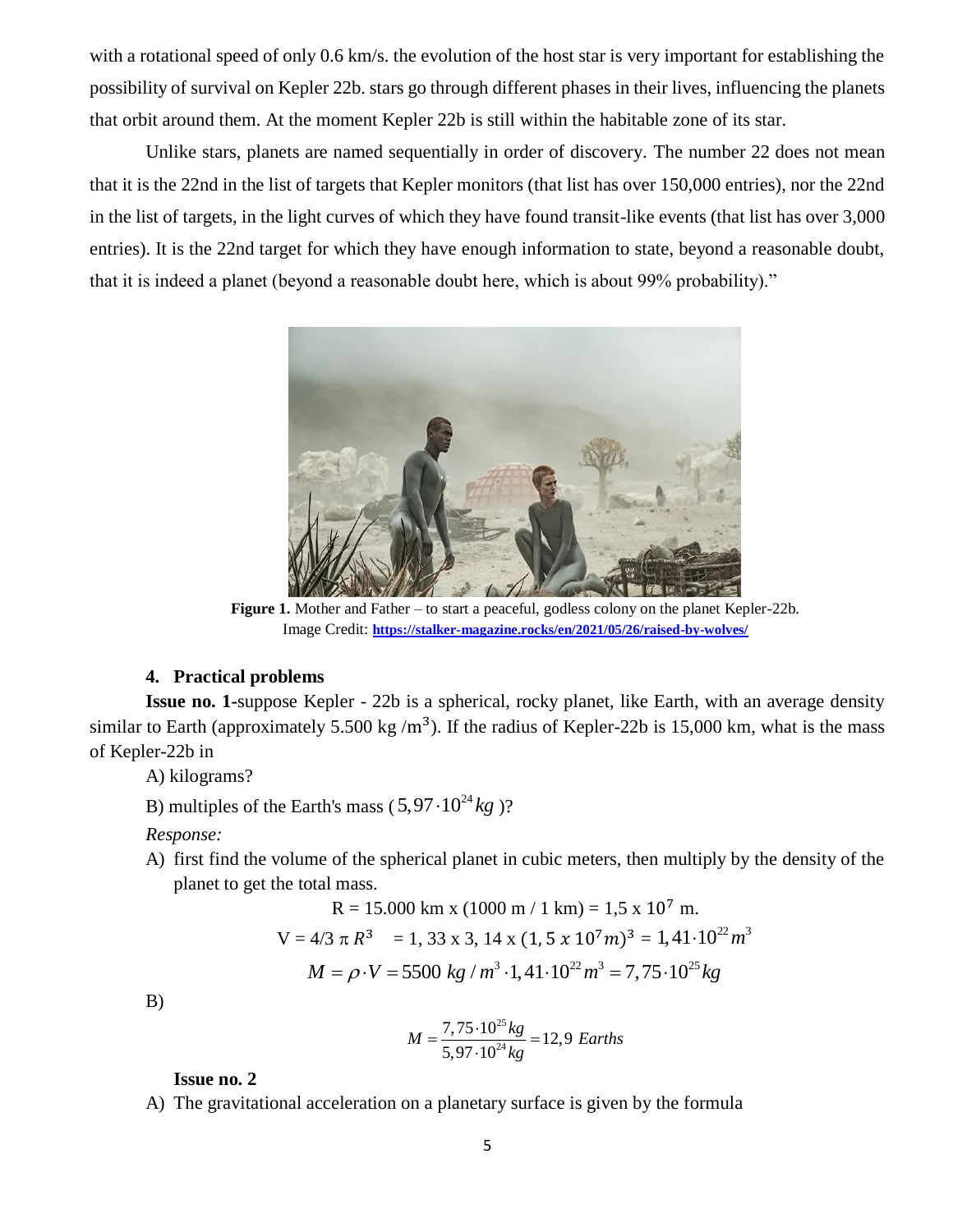with a rotational speed of only 0.6 km/s. the evolution of the host star is very important for establishing the possibility of survival on Kepler 22b. stars go through different phases in their lives, influencing the planets that orbit around them. At the moment Kepler 22b is still within the habitable zone of its star.

Unlike stars, planets are named sequentially in order of discovery. The number 22 does not mean that it is the 22nd in the list of targets that Kepler monitors (that list has over 150,000 entries), nor the 22nd in the list of targets, in the light curves of which they have found transit-like events (that list has over 3,000 entries). It is the 22nd target for which they have enough information to state, beyond a reasonable doubt, that it is indeed a planet (beyond a reasonable doubt here, which is about 99% probability)."

**Figure 1.** Mother and Father – to start a peaceful, godless colony on the planet Kepler-22b. Image Credit: **https://stalker-magazine.rocks/en/2021/05/26/raised-by-wolves/**

### 4. Practical problems

**Issue no. 1**-suppose Kepler - 22b is a spherical, rocky planet, like Earth, with an average density similar to Earth (approximately 5.500 kg /$m^3$). If the radius of Kepler-22b is 15,000 km, what is the mass of Kepler-22b in

A) kilograms?

B) multiples of the Earth's mass ($5,97 \cdot 10^{24} kg$)?

*Response:*

A) first find the volume of the spherical planet in cubic meters, then multiply by the density of the planet to get the total mass.

$$R = 15.000 \text{ km x } (1000 \text{ m} / 1 \text{ km}) = 1,5 \text{ x } 10^7 \text{ m.}$$

$$V = 4/3\, \pi R^3 \quad = 1,33 \text{ x } 3,14 \text{ x } (1,5 \text{ x } 10^7 m)^3 = 1,41 \cdot 10^{22} m^3$$

$$M = \rho \cdot V = 5500\ kg / m^3 \cdot 1,41 \cdot 10^{22} m^3 = 7,75 \cdot 10^{25} kg$$

B)

$$M = \frac{7,75 \cdot 10^{25} kg}{5,97 \cdot 10^{24} kg} = 12,9\ Earths$$

**Issue no. 2**

A) The gravitational acceleration on a planetary surface is given by the formula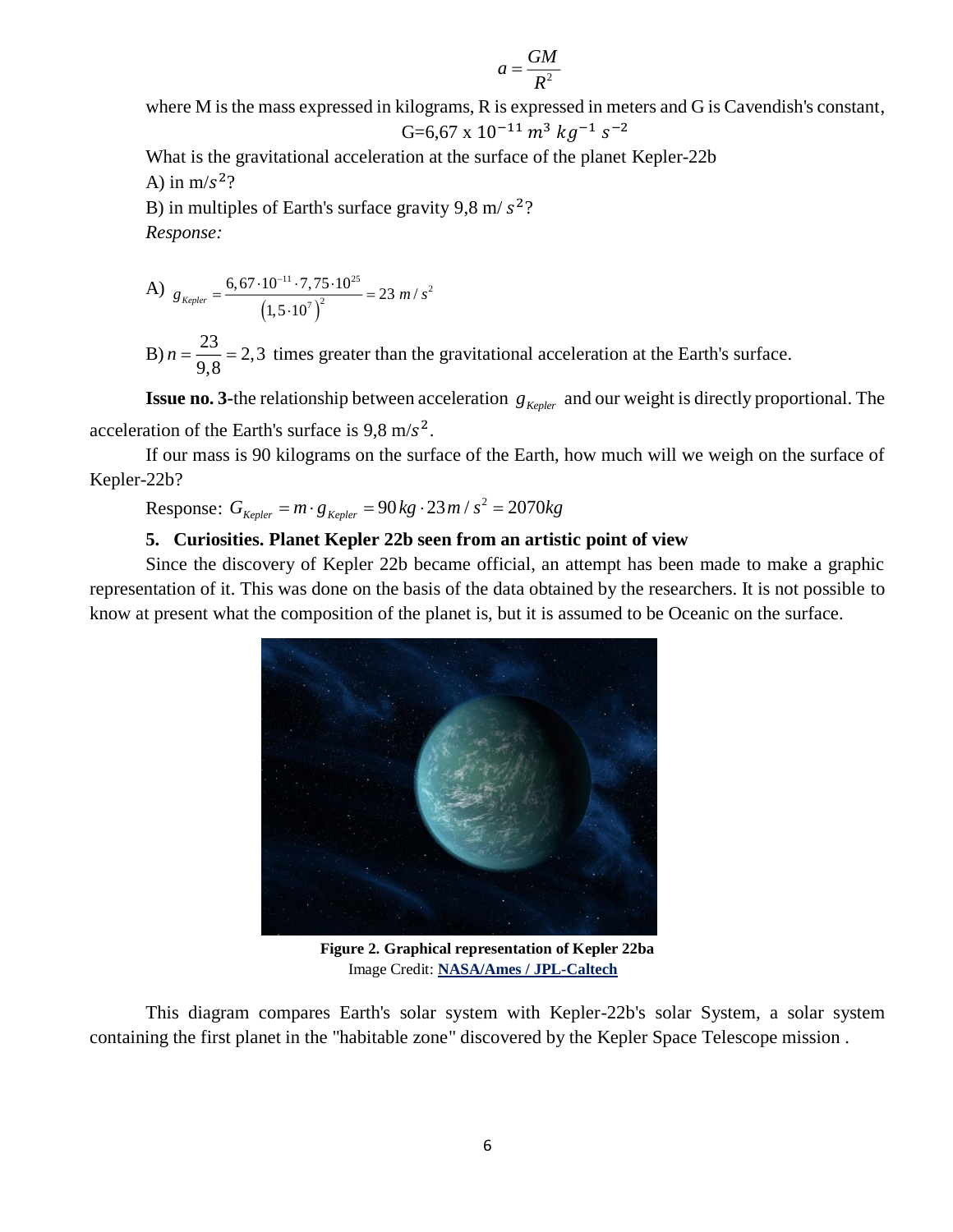$$a = \frac{GM}{R^2}$$

where M is the mass expressed in kilograms, R is expressed in meters and G is Cavendish's constant,

$$G=6{,}67 \times 10^{-11}\ m^3\ kg^{-1}\ s^{-2}$$

What is the gravitational acceleration at the surface of the planet Kepler-22b

A) in m/$s^2$?

B) in multiples of Earth's surface gravity 9,8 m/ $s^2$?

*Response:*

A) $g_{Kepler} = \frac{6,67 \cdot 10^{-11} \cdot 7,75 \cdot 10^{25}}{\left(1,5 \cdot 10^{7}\right)^2} = 23\ m/s^2$

B) $n = \frac{23}{9,8} = 2,3$ times greater than the gravitational acceleration at the Earth's surface.

**Issue no. 3**-the relationship between acceleration $g_{Kepler}$ and our weight is directly proportional. The acceleration of the Earth's surface is 9,8 m/$s^2$.

If our mass is 90 kilograms on the surface of the Earth, how much will we weigh on the surface of Kepler-22b?

Response: $G_{Kepler} = m \cdot g_{Kepler} = 90\,kg \cdot 23\,m/s^2 = 2070kg$

### 5. Curiosities. Planet Kepler 22b seen from an artistic point of view

Since the discovery of Kepler 22b became official, an attempt has been made to make a graphic representation of it. This was done on the basis of the data obtained by the researchers. It is not possible to know at present what the composition of the planet is, but it is assumed to be Oceanic on the surface.

**Figure 2. Graphical representation of Kepler 22ba**

Image Credit: **NASA/Ames / JPL-Caltech**

This diagram compares Earth's solar system with Kepler-22b's solar System, a solar system containing the first planet in the "habitable zone" discovered by the Kepler Space Telescope mission .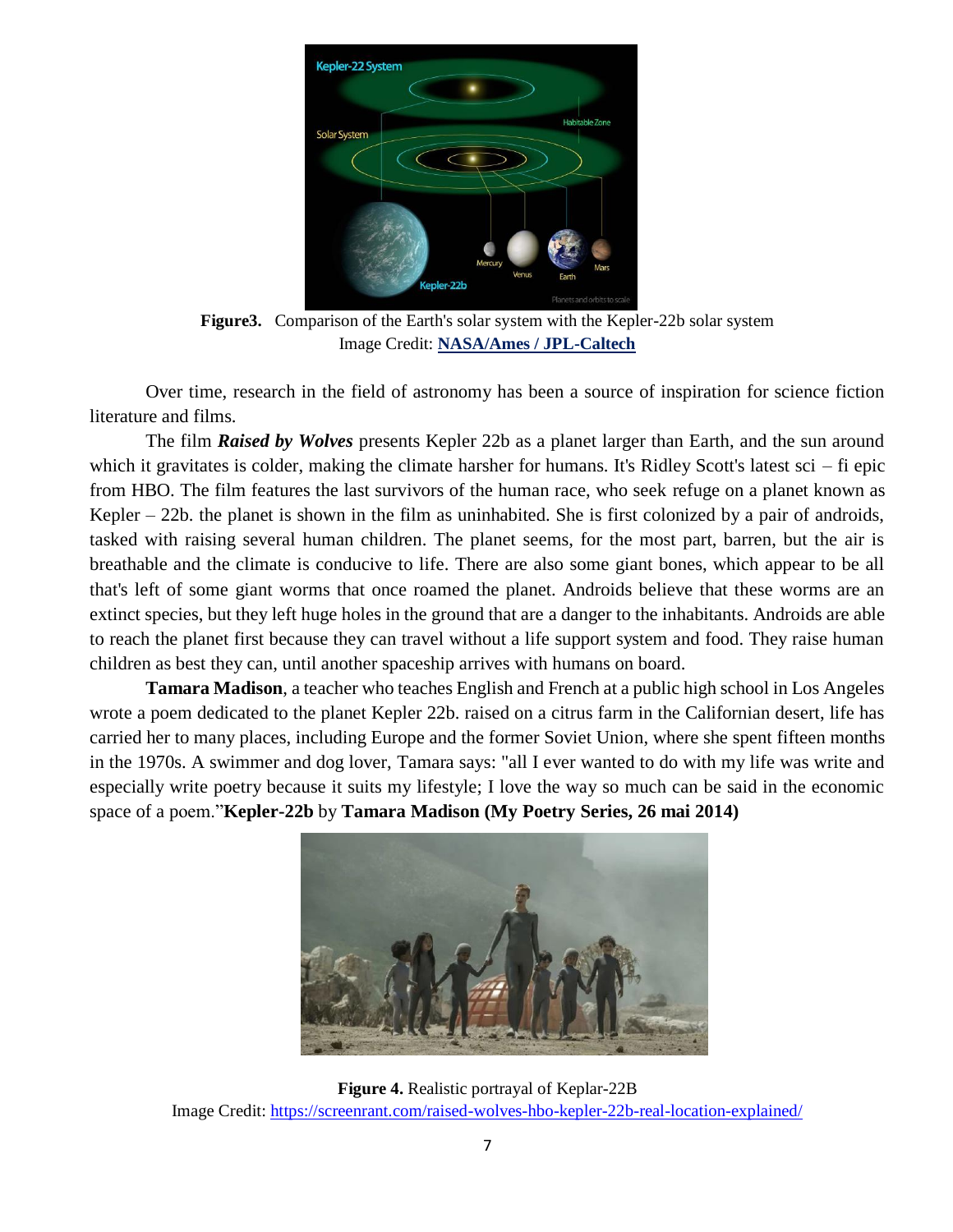**Figure3.** Comparison of the Earth's solar system with the Kepler-22b solar system
Image Credit: **NASA/Ames / JPL-Caltech**

Over time, research in the field of astronomy has been a source of inspiration for science fiction literature and films.

The film ***Raised by Wolves*** presents Kepler 22b as a planet larger than Earth, and the sun around which it gravitates is colder, making the climate harsher for humans. It's Ridley Scott's latest sci – fi epic from HBO. The film features the last survivors of the human race, who seek refuge on a planet known as Kepler – 22b. the planet is shown in the film as uninhabited. She is first colonized by a pair of androids, tasked with raising several human children. The planet seems, for the most part, barren, but the air is breathable and the climate is conducive to life. There are also some giant bones, which appear to be all that's left of some giant worms that once roamed the planet. Androids believe that these worms are an extinct species, but they left huge holes in the ground that are a danger to the inhabitants. Androids are able to reach the planet first because they can travel without a life support system and food. They raise human children as best they can, until another spaceship arrives with humans on board.

**Tamara Madison**, a teacher who teaches English and French at a public high school in Los Angeles wrote a poem dedicated to the planet Kepler 22b. raised on a citrus farm in the Californian desert, life has carried her to many places, including Europe and the former Soviet Union, where she spent fifteen months in the 1970s. A swimmer and dog lover, Tamara says: "all I ever wanted to do with my life was write and especially write poetry because it suits my lifestyle; I love the way so much can be said in the economic space of a poem."**Kepler-22b** by **Tamara Madison (My Poetry Series, 26 mai 2014)**

**Figure 4.** Realistic portrayal of Keplar-22B
Image Credit: https://screenrant.com/raised-wolves-hbo-kepler-22b-real-location-explained/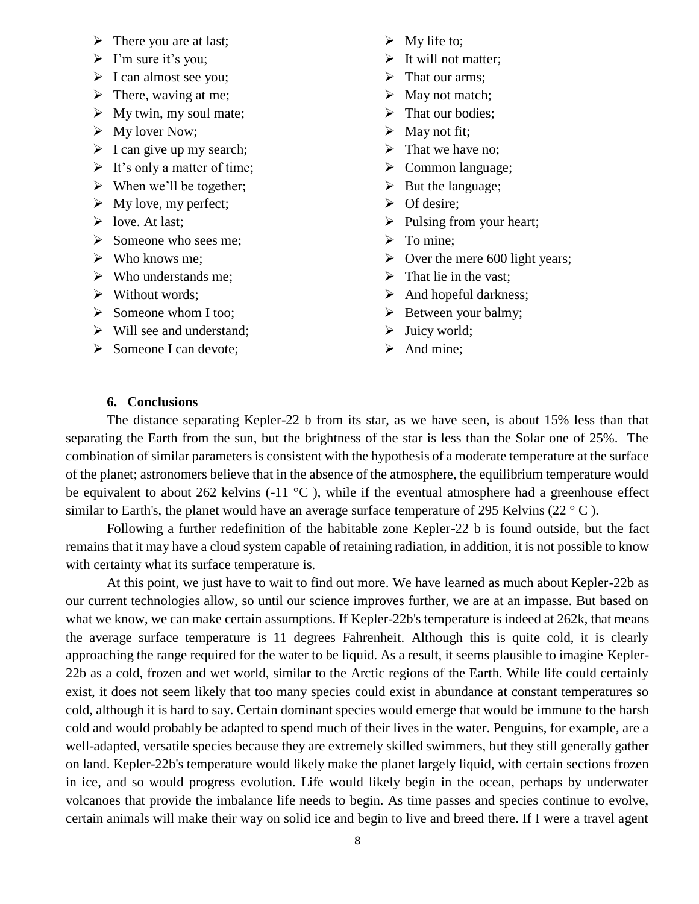- There you are at last;
- I'm sure it's you;
- I can almost see you;
- There, waving at me;
- My twin, my soul mate;
- My lover Now;
- I can give up my search;
- It's only a matter of time;
- When we'll be together;
- My love, my perfect;
- love. At last;
- Someone who sees me;
- Who knows me;
- Who understands me;
- Without words;
- Someone whom I too;
- Will see and understand;
- Someone I can devote;
- My life to;
- It will not matter;
- That our arms;
- May not match;
- That our bodies;
- May not fit;
- That we have no;
- Common language;
- But the language;
- Of desire;
- Pulsing from your heart;
- To mine;
- Over the mere 600 light years;
- That lie in the vast;
- And hopeful darkness;
- Between your balmy;
- Juicy world;
- And mine;

## 6. Conclusions

The distance separating Kepler-22 b from its star, as we have seen, is about 15% less than that separating the Earth from the sun, but the brightness of the star is less than the Solar one of 25%. The combination of similar parameters is consistent with the hypothesis of a moderate temperature at the surface of the planet; astronomers believe that in the absence of the atmosphere, the equilibrium temperature would be equivalent to about 262 kelvins (-11 °C ), while if the eventual atmosphere had a greenhouse effect similar to Earth's, the planet would have an average surface temperature of 295 Kelvins (22 ° C ).

Following a further redefinition of the habitable zone Kepler-22 b is found outside, but the fact remains that it may have a cloud system capable of retaining radiation, in addition, it is not possible to know with certainty what its surface temperature is.

At this point, we just have to wait to find out more. We have learned as much about Kepler-22b as our current technologies allow, so until our science improves further, we are at an impasse. But based on what we know, we can make certain assumptions. If Kepler-22b's temperature is indeed at 262k, that means the average surface temperature is 11 degrees Fahrenheit. Although this is quite cold, it is clearly approaching the range required for the water to be liquid. As a result, it seems plausible to imagine Kepler-22b as a cold, frozen and wet world, similar to the Arctic regions of the Earth. While life could certainly exist, it does not seem likely that too many species could exist in abundance at constant temperatures so cold, although it is hard to say. Certain dominant species would emerge that would be immune to the harsh cold and would probably be adapted to spend much of their lives in the water. Penguins, for example, are a well-adapted, versatile species because they are extremely skilled swimmers, but they still generally gather on land. Kepler-22b's temperature would likely make the planet largely liquid, with certain sections frozen in ice, and so would progress evolution. Life would likely begin in the ocean, perhaps by underwater volcanoes that provide the imbalance life needs to begin. As time passes and species continue to evolve, certain animals will make their way on solid ice and begin to live and breed there. If I were a travel agent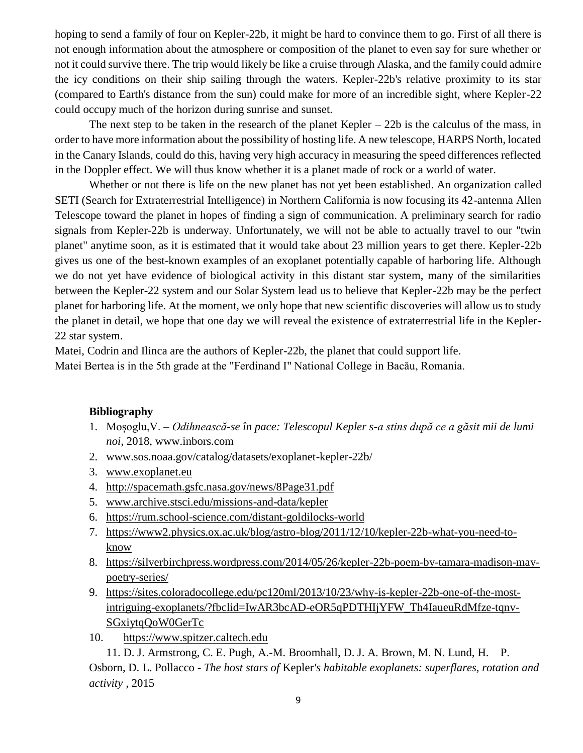hoping to send a family of four on Kepler-22b, it might be hard to convince them to go. First of all there is not enough information about the atmosphere or composition of the planet to even say for sure whether or not it could survive there. The trip would likely be like a cruise through Alaska, and the family could admire the icy conditions on their ship sailing through the waters. Kepler-22b's relative proximity to its star (compared to Earth's distance from the sun) could make for more of an incredible sight, where Kepler-22 could occupy much of the horizon during sunrise and sunset.

The next step to be taken in the research of the planet Kepler – 22b is the calculus of the mass, in order to have more information about the possibility of hosting life. A new telescope, HARPS North, located in the Canary Islands, could do this, having very high accuracy in measuring the speed differences reflected in the Doppler effect. We will thus know whether it is a planet made of rock or a world of water.

Whether or not there is life on the new planet has not yet been established. An organization called SETI (Search for Extraterrestrial Intelligence) in Northern California is now focusing its 42-antenna Allen Telescope toward the planet in hopes of finding a sign of communication. A preliminary search for radio signals from Kepler-22b is underway. Unfortunately, we will not be able to actually travel to our "twin planet" anytime soon, as it is estimated that it would take about 23 million years to get there. Kepler-22b gives us one of the best-known examples of an exoplanet potentially capable of harboring life. Although we do not yet have evidence of biological activity in this distant star system, many of the similarities between the Kepler-22 system and our Solar System lead us to believe that Kepler-22b may be the perfect planet for harboring life. At the moment, we only hope that new scientific discoveries will allow us to study the planet in detail, we hope that one day we will reveal the existence of extraterrestrial life in the Kepler-22 star system.

Matei, Codrin and Ilinca are the authors of Kepler-22b, the planet that could support life.
Matei Bertea is in the 5th grade at the "Ferdinand I" National College in Bacău, Romania.

**Bibliography**

1. Moșoglu,V. – *Odihnească-se în pace: Telescopul Kepler s-a stins după ce a găsit mii de lumi noi*, 2018, www.inbors.com
2. www.sos.noaa.gov/catalog/datasets/exoplanet-kepler-22b/
3. www.exoplanet.eu
4. http://spacemath.gsfc.nasa.gov/news/8Page31.pdf
5. www.archive.stsci.edu/missions-and-data/kepler
6. https://rum.school-science.com/distant-goldilocks-world
7. https://www2.physics.ox.ac.uk/blog/astro-blog/2011/12/10/kepler-22b-what-you-need-to-know
8. https://silverbirchpress.wordpress.com/2014/05/26/kepler-22b-poem-by-tamara-madison-may-poetry-series/
9. https://sites.coloradocollege.edu/pc120ml/2013/10/23/why-is-kepler-22b-one-of-the-most-intriguing-exoplanets/?fbclid=IwAR3bcAD-eOR5qPDTHIjYFW_Th4IaueuRdMfze-tqnv-SGxiytqQoW0GerTc
10. https://www.spitzer.caltech.edu
11. D. J. Armstrong, C. E. Pugh, A.-M. Broomhall, D. J. A. Brown, M. N. Lund, H. P. Osborn, D. L. Pollacco - *The host stars of Kepler's habitable exoplanets: superflares, rotation and activity* , 2015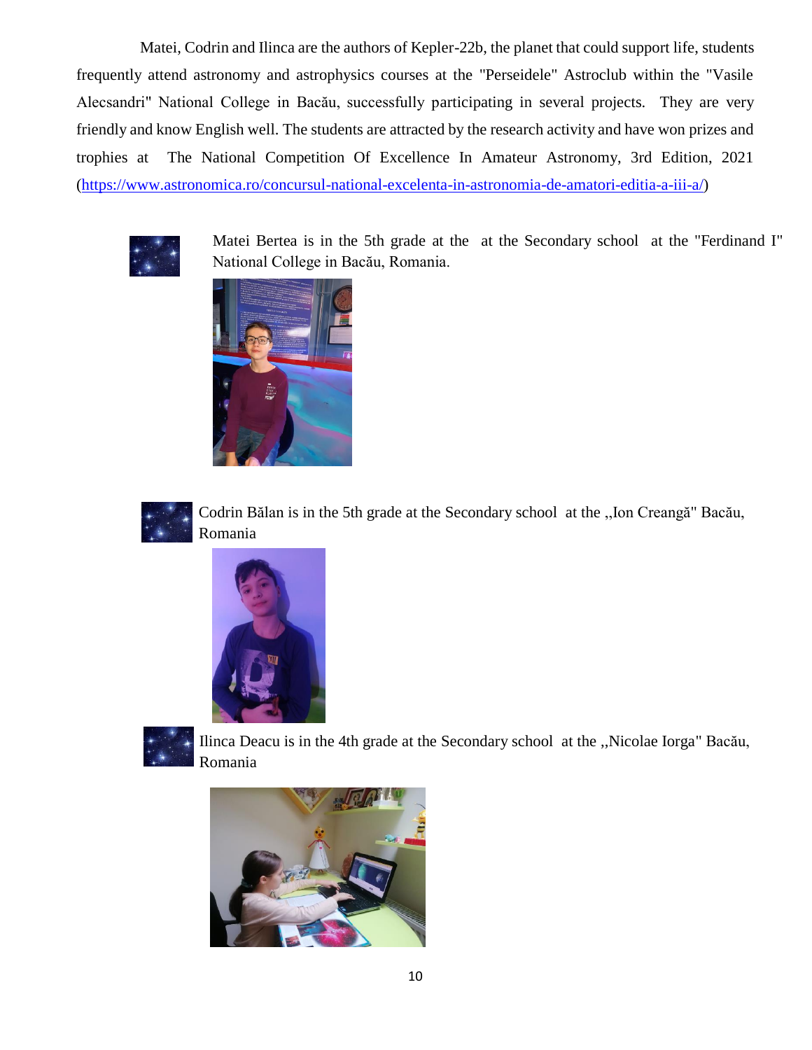Matei, Codrin and Ilinca are the authors of Kepler-22b, the planet that could support life, students frequently attend astronomy and astrophysics courses at the "Perseidele" Astroclub within the "Vasile Alecsandri" National College in Bacău, successfully participating in several projects. They are very friendly and know English well. The students are attracted by the research activity and have won prizes and trophies at The National Competition Of Excellence In Amateur Astronomy, 3rd Edition, 2021 (https://www.astronomica.ro/concursul-national-excelenta-in-astronomia-de-amatori-editia-a-iii-a/)

Matei Bertea is in the 5th grade at the at the Secondary school at the "Ferdinand I" National College in Bacău, Romania.

Codrin Bălan is in the 5th grade at the Secondary school at the ,,Ion Creangă" Bacău, Romania

Ilinca Deacu is in the 4th grade at the Secondary school at the ,,Nicolae Iorga" Bacău, Romania